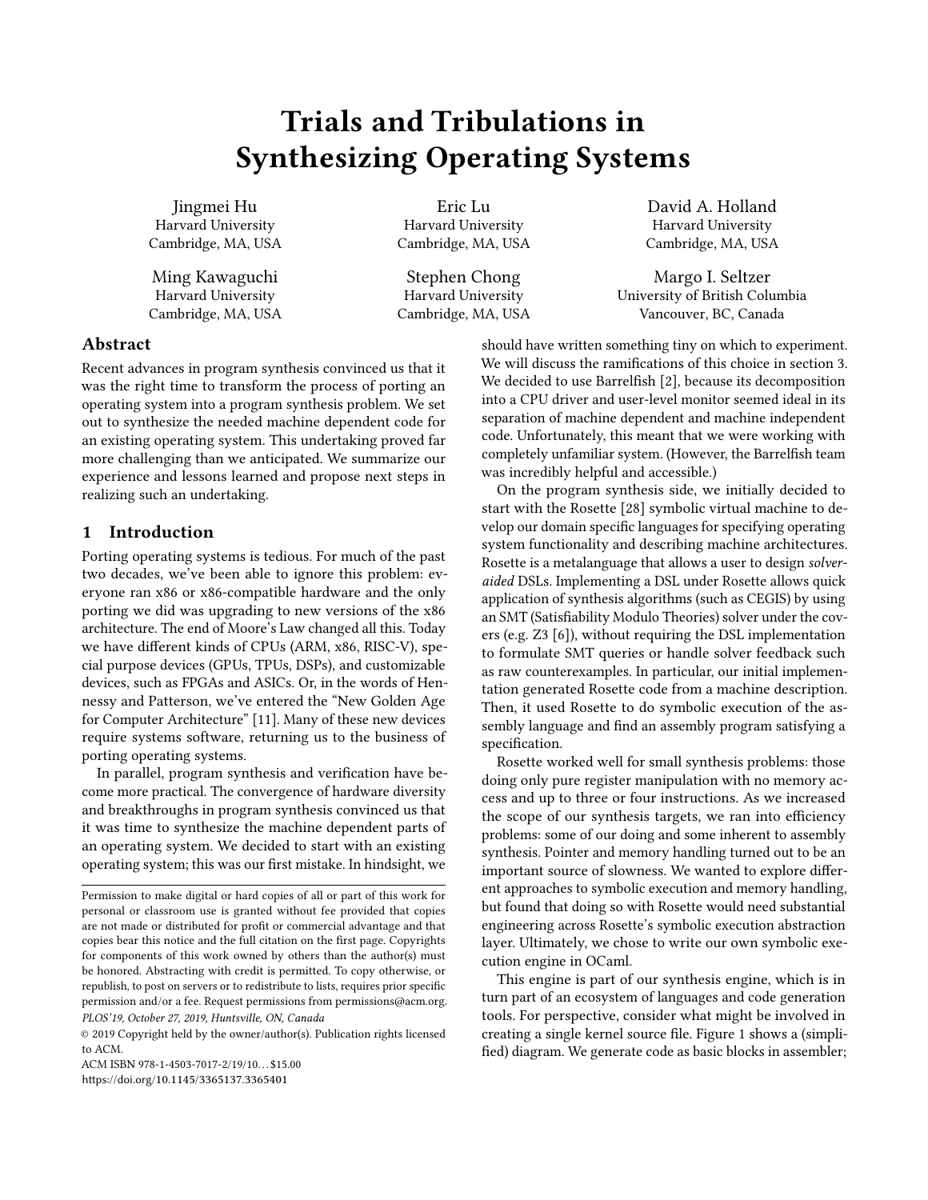# Trials and Tribulations in Synthesizing Operating Systems

Jingmei Hu
Harvard University
Cambridge, MA, USA

Eric Lu
Harvard University
Cambridge, MA, USA

David A. Holland
Harvard University
Cambridge, MA, USA

Ming Kawaguchi
Harvard University
Cambridge, MA, USA

Stephen Chong
Harvard University
Cambridge, MA, USA

Margo I. Seltzer
University of British Columbia
Vancouver, BC, Canada

## Abstract

Recent advances in program synthesis convinced us that it was the right time to transform the process of porting an operating system into a program synthesis problem. We set out to synthesize the needed machine dependent code for an existing operating system. This undertaking proved far more challenging than we anticipated. We summarize our experience and lessons learned and propose next steps in realizing such an undertaking.

## 1 Introduction

Porting operating systems is tedious. For much of the past two decades, we've been able to ignore this problem: everyone ran x86 or x86-compatible hardware and the only porting we did was upgrading to new versions of the x86 architecture. The end of Moore's Law changed all this. Today we have different kinds of CPUs (ARM, x86, RISC-V), special purpose devices (GPUs, TPUs, DSPs), and customizable devices, such as FPGAs and ASICs. Or, in the words of Hennessy and Patterson, we've entered the "New Golden Age for Computer Architecture" [11]. Many of these new devices require systems software, returning us to the business of porting operating systems.

In parallel, program synthesis and verification have become more practical. The convergence of hardware diversity and breakthroughs in program synthesis convinced us that it was time to synthesize the machine dependent parts of an operating system. We decided to start with an existing operating system; this was our first mistake. In hindsight, we should have written something tiny on which to experiment. We will discuss the ramifications of this choice in section 3. We decided to use Barrelfish [2], because its decomposition into a CPU driver and user-level monitor seemed ideal in its separation of machine dependent and machine independent code. Unfortunately, this meant that we were working with completely unfamiliar system. (However, the Barrelfish team was incredibly helpful and accessible.)

On the program synthesis side, we initially decided to start with the Rosette [28] symbolic virtual machine to develop our domain specific languages for specifying operating system functionality and describing machine architectures. Rosette is a metalanguage that allows a user to design *solver-aided* DSLs. Implementing a DSL under Rosette allows quick application of synthesis algorithms (such as CEGIS) by using an SMT (Satisfiability Modulo Theories) solver under the covers (e.g. Z3 [6]), without requiring the DSL implementation to formulate SMT queries or handle solver feedback such as raw counterexamples. In particular, our initial implementation generated Rosette code from a machine description. Then, it used Rosette to do symbolic execution of the assembly language and find an assembly program satisfying a specification.

Rosette worked well for small synthesis problems: those doing only pure register manipulation with no memory access and up to three or four instructions. As we increased the scope of our synthesis targets, we ran into efficiency problems: some of our doing and some inherent to assembly synthesis. Pointer and memory handling turned out to be an important source of slowness. We wanted to explore different approaches to symbolic execution and memory handling, but found that doing so with Rosette would need substantial engineering across Rosette's symbolic execution abstraction layer. Ultimately, we chose to write our own symbolic execution engine in OCaml.

This engine is part of our synthesis engine, which is in turn part of an ecosystem of languages and code generation tools. For perspective, consider what might be involved in creating a single kernel source file. Figure 1 shows a (simplified) diagram. We generate code as basic blocks in assembler;

Permission to make digital or hard copies of all or part of this work for personal or classroom use is granted without fee provided that copies are not made or distributed for profit or commercial advantage and that copies bear this notice and the full citation on the first page. Copyrights for components of this work owned by others than the author(s) must be honored. Abstracting with credit is permitted. To copy otherwise, or republish, to post on servers or to redistribute to lists, requires prior specific permission and/or a fee. Request permissions from permissions@acm.org.
*PLOS'19, October 27, 2019, Huntsville, ON, Canada*
© 2019 Copyright held by the owner/author(s). Publication rights licensed to ACM.
ACM ISBN 978-1-4503-7017-2/19/10…$15.00
https://doi.org/10.1145/3365137.3365401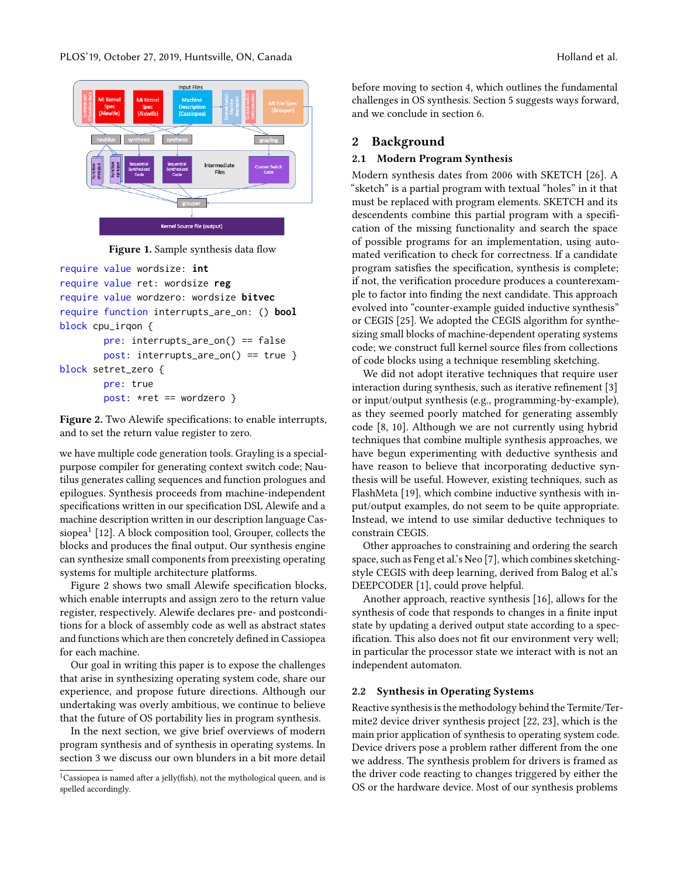Input Files

MI Kernel Spec (Alewife)

MI Kernel Spec (Alewife)

Machine Description (Cassiopea)

MI File Spec (Grouper)

nautilus

synthesis

synthesis

grayling

Sequential Synthesized Code

Sequential Synthesized Code

Intermediate Files

Context Switch Code

grouper

Kernel Source file (output)

**Figure 1.** Sample synthesis data flow

```
require value wordsize: int
require value ret: wordsize reg
require value wordzero: wordsize bitvec
require function interrupts_are_on: () bool
block cpu_irqon {
        pre: interrupts_are_on() == false
        post: interrupts_are_on() == true }
block setret_zero {
        pre: true
        post: *ret == wordzero }
```

**Figure 2.** Two Alewife specifications: to enable interrupts, and to set the return value register to zero.

we have multiple code generation tools. Grayling is a special-purpose compiler for generating context switch code; Nautilus generates calling sequences and function prologues and epilogues. Synthesis proceeds from machine-independent specifications written in our specification DSL Alewife and a machine description written in our description language Cassiopea[1] [12]. A block composition tool, Grouper, collects the blocks and produces the final output. Our synthesis engine can synthesize small components from preexisting operating systems for multiple architecture platforms.

Figure 2 shows two small Alewife specification blocks, which enable interrupts and assign zero to the return value register, respectively. Alewife declares pre- and postconditions for a block of assembly code as well as abstract states and functions which are then concretely defined in Cassiopea for each machine.

Our goal in writing this paper is to expose the challenges that arise in synthesizing operating system code, share our experience, and propose future directions. Although our undertaking was overly ambitious, we continue to believe that the future of OS portability lies in program synthesis.

In the next section, we give brief overviews of modern program synthesis and of synthesis in operating systems. In section 3 we discuss our own blunders in a bit more detail before moving to section 4, which outlines the fundamental challenges in OS synthesis. Section 5 suggests ways forward, and we conclude in section 6.

[1] Cassiopea is named after a jelly(fish), not the mythological queen, and is spelled accordingly.

## 2 Background

### 2.1 Modern Program Synthesis

Modern synthesis dates from 2006 with SKETCH [26]. A "sketch" is a partial program with textual "holes" in it that must be replaced with program elements. SKETCH and its descendents combine this partial program with a specification of the missing functionality and search the space of possible programs for an implementation, using automated verification to check for correctness. If a candidate program satisfies the specification, synthesis is complete; if not, the verification procedure produces a counterexample to factor into finding the next candidate. This approach evolved into "counter-example guided inductive synthesis" or CEGIS [25]. We adopted the CEGIS algorithm for synthesizing small blocks of machine-dependent operating systems code; we construct full kernel source files from collections of code blocks using a technique resembling sketching.

We did not adopt iterative techniques that require user interaction during synthesis, such as iterative refinement [3] or input/output synthesis (e.g., programming-by-example), as they seemed poorly matched for generating assembly code [8, 10]. Although we are not currently using hybrid techniques that combine multiple synthesis approaches, we have begun experimenting with deductive synthesis and have reason to believe that incorporating deductive synthesis will be useful. However, existing techniques, such as FlashMeta [19], which combine inductive synthesis with input/output examples, do not seem to be quite appropriate. Instead, we intend to use similar deductive techniques to constrain CEGIS.

Other approaches to constraining and ordering the search space, such as Feng et al.'s Neo [7], which combines sketching-style CEGIS with deep learning, derived from Balog et al.'s DEEPCODER [1], could prove helpful.

Another approach, reactive synthesis [16], allows for the synthesis of code that responds to changes in a finite input state by updating a derived output state according to a specification. This also does not fit our environment very well; in particular the processor state we interact with is not an independent automaton.

### 2.2 Synthesis in Operating Systems

Reactive synthesis is the methodology behind the Termite/Termite2 device driver synthesis project [22, 23], which is the main prior application of synthesis to operating system code. Device drivers pose a problem rather different from the one we address. The synthesis problem for drivers is framed as the driver code reacting to changes triggered by either the OS or the hardware device. Most of our synthesis problems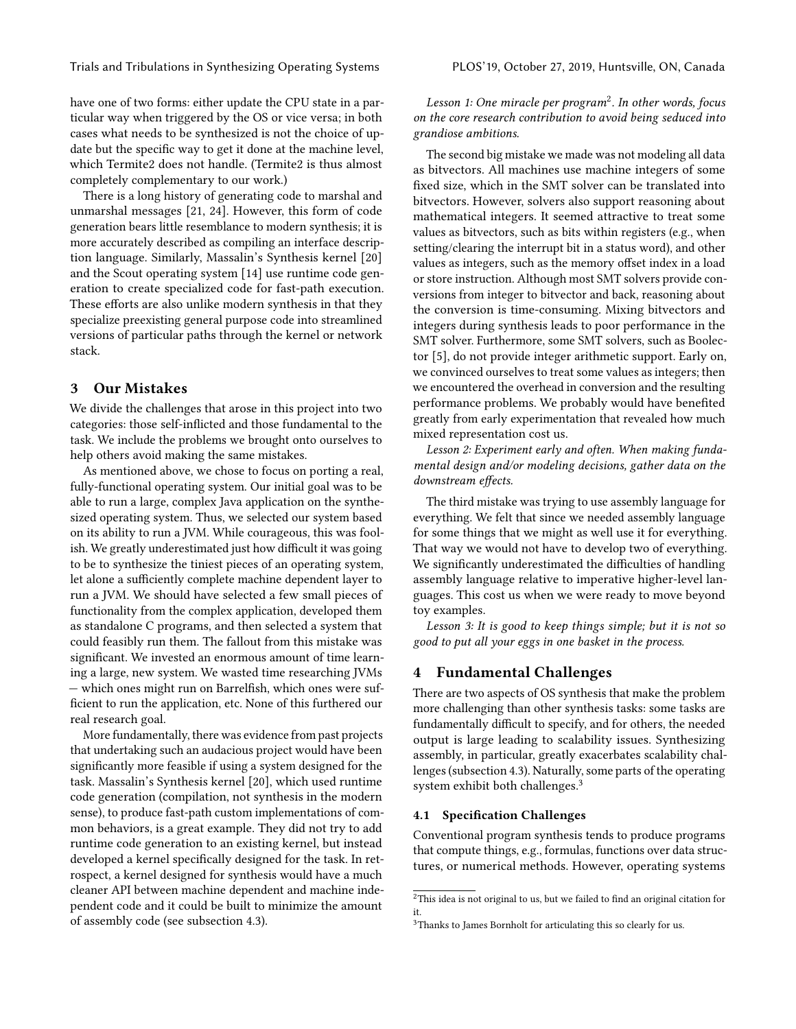have one of two forms: either update the CPU state in a particular way when triggered by the OS or vice versa; in both cases what needs to be synthesized is not the choice of update but the specific way to get it done at the machine level, which Termite2 does not handle. (Termite2 is thus almost completely complementary to our work.)

There is a long history of generating code to marshal and unmarshal messages [21, 24]. However, this form of code generation bears little resemblance to modern synthesis; it is more accurately described as compiling an interface description language. Similarly, Massalin's Synthesis kernel [20] and the Scout operating system [14] use runtime code generation to create specialized code for fast-path execution. These efforts are also unlike modern synthesis in that they specialize preexisting general purpose code into streamlined versions of particular paths through the kernel or network stack.

## 3 Our Mistakes

We divide the challenges that arose in this project into two categories: those self-inflicted and those fundamental to the task. We include the problems we brought onto ourselves to help others avoid making the same mistakes.

As mentioned above, we chose to focus on porting a real, fully-functional operating system. Our initial goal was to be able to run a large, complex Java application on the synthesized operating system. Thus, we selected our system based on its ability to run a JVM. While courageous, this was foolish. We greatly underestimated just how difficult it was going to be to synthesize the tiniest pieces of an operating system, let alone a sufficiently complete machine dependent layer to run a JVM. We should have selected a few small pieces of functionality from the complex application, developed them as standalone C programs, and then selected a system that could feasibly run them. The fallout from this mistake was significant. We invested an enormous amount of time learning a large, new system. We wasted time researching JVMs — which ones might run on Barrelfish, which ones were sufficient to run the application, etc. None of this furthered our real research goal.

More fundamentally, there was evidence from past projects that undertaking such an audacious project would have been significantly more feasible if using a system designed for the task. Massalin's Synthesis kernel [20], which used runtime code generation (compilation, not synthesis in the modern sense), to produce fast-path custom implementations of common behaviors, is a great example. They did not try to add runtime code generation to an existing kernel, but instead developed a kernel specifically designed for the task. In retrospect, a kernel designed for synthesis would have a much cleaner API between machine dependent and machine independent code and it could be built to minimize the amount of assembly code (see subsection 4.3).

*Lesson 1: One miracle per program[2]. In other words, focus on the core research contribution to avoid being seduced into grandiose ambitions.*

The second big mistake we made was not modeling all data as bitvectors. All machines use machine integers of some fixed size, which in the SMT solver can be translated into bitvectors. However, solvers also support reasoning about mathematical integers. It seemed attractive to treat some values as bitvectors, such as bits within registers (e.g., when setting/clearing the interrupt bit in a status word), and other values as integers, such as the memory offset index in a load or store instruction. Although most SMT solvers provide conversions from integer to bitvector and back, reasoning about the conversion is time-consuming. Mixing bitvectors and integers during synthesis leads to poor performance in the SMT solver. Furthermore, some SMT solvers, such as Boolector [5], do not provide integer arithmetic support. Early on, we convinced ourselves to treat some values as integers; then we encountered the overhead in conversion and the resulting performance problems. We probably would have benefited greatly from early experimentation that revealed how much mixed representation cost us.

*Lesson 2: Experiment early and often. When making fundamental design and/or modeling decisions, gather data on the downstream effects.*

The third mistake was trying to use assembly language for everything. We felt that since we needed assembly language for some things that we might as well use it for everything. That way we would not have to develop two of everything. We significantly underestimated the difficulties of handling assembly language relative to imperative higher-level languages. This cost us when we were ready to move beyond toy examples.

*Lesson 3: It is good to keep things simple; but it is not so good to put all your eggs in one basket in the process.*

## 4 Fundamental Challenges

There are two aspects of OS synthesis that make the problem more challenging than other synthesis tasks: some tasks are fundamentally difficult to specify, and for others, the needed output is large leading to scalability issues. Synthesizing assembly, in particular, greatly exacerbates scalability challenges (subsection 4.3). Naturally, some parts of the operating system exhibit both challenges.[3]

### 4.1 Specification Challenges

Conventional program synthesis tends to produce programs that compute things, e.g., formulas, functions over data structures, or numerical methods. However, operating systems

[2] This idea is not original to us, but we failed to find an original citation for it.

[3] Thanks to James Bornholt for articulating this so clearly for us.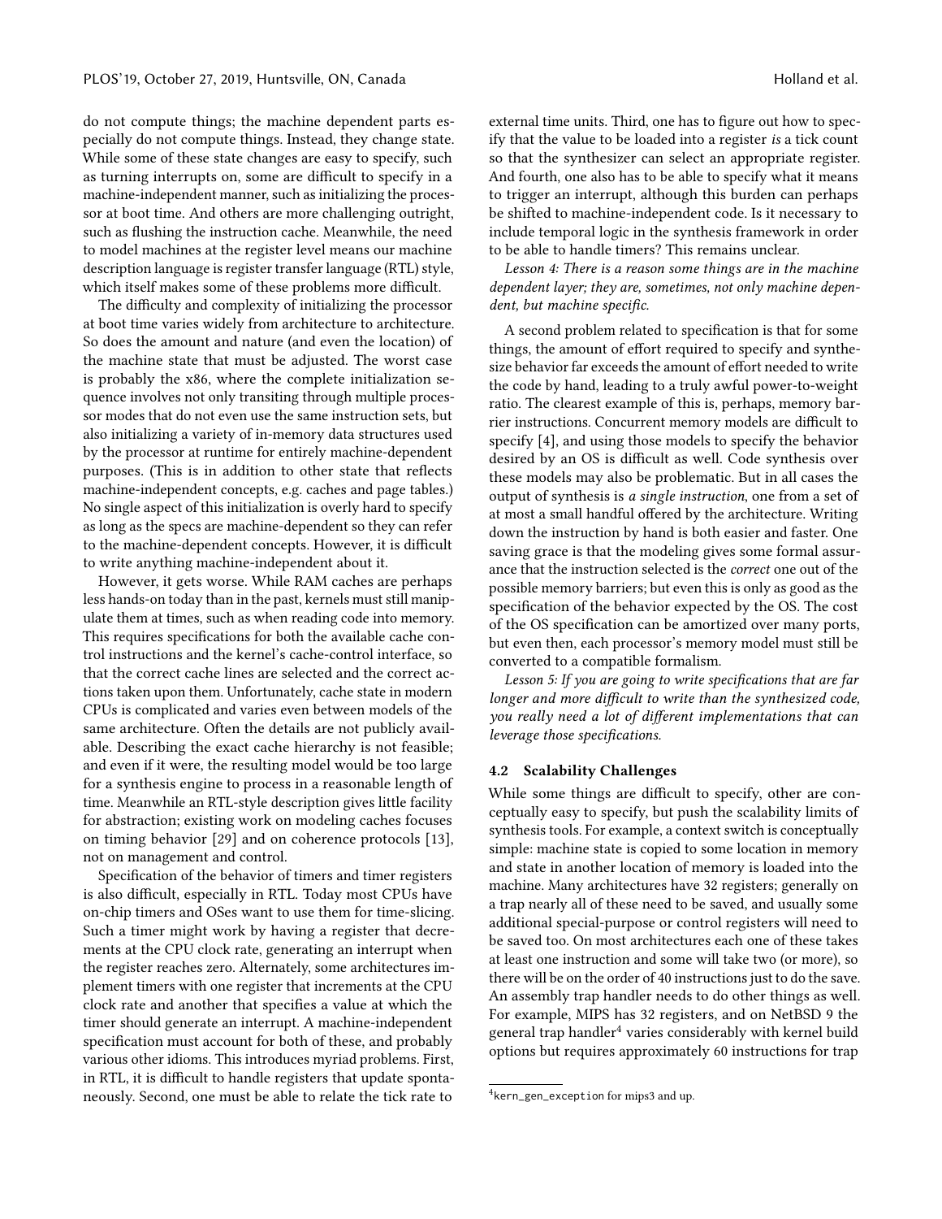do not compute things; the machine dependent parts especially do not compute things. Instead, they change state. While some of these state changes are easy to specify, such as turning interrupts on, some are difficult to specify in a machine-independent manner, such as initializing the processor at boot time. And others are more challenging outright, such as flushing the instruction cache. Meanwhile, the need to model machines at the register level means our machine description language is register transfer language (RTL) style, which itself makes some of these problems more difficult.

The difficulty and complexity of initializing the processor at boot time varies widely from architecture to architecture. So does the amount and nature (and even the location) of the machine state that must be adjusted. The worst case is probably the x86, where the complete initialization sequence involves not only transiting through multiple processor modes that do not even use the same instruction sets, but also initializing a variety of in-memory data structures used by the processor at runtime for entirely machine-dependent purposes. (This is in addition to other state that reflects machine-independent concepts, e.g. caches and page tables.) No single aspect of this initialization is overly hard to specify as long as the specs are machine-dependent so they can refer to the machine-dependent concepts. However, it is difficult to write anything machine-independent about it.

However, it gets worse. While RAM caches are perhaps less hands-on today than in the past, kernels must still manipulate them at times, such as when reading code into memory. This requires specifications for both the available cache control instructions and the kernel's cache-control interface, so that the correct cache lines are selected and the correct actions taken upon them. Unfortunately, cache state in modern CPUs is complicated and varies even between models of the same architecture. Often the details are not publicly available. Describing the exact cache hierarchy is not feasible; and even if it were, the resulting model would be too large for a synthesis engine to process in a reasonable length of time. Meanwhile an RTL-style description gives little facility for abstraction; existing work on modeling caches focuses on timing behavior [29] and on coherence protocols [13], not on management and control.

Specification of the behavior of timers and timer registers is also difficult, especially in RTL. Today most CPUs have on-chip timers and OSes want to use them for time-slicing. Such a timer might work by having a register that decrements at the CPU clock rate, generating an interrupt when the register reaches zero. Alternately, some architectures implement timers with one register that increments at the CPU clock rate and another that specifies a value at which the timer should generate an interrupt. A machine-independent specification must account for both of these, and probably various other idioms. This introduces myriad problems. First, in RTL, it is difficult to handle registers that update spontaneously. Second, one must be able to relate the tick rate to external time units. Third, one has to figure out how to specify that the value to be loaded into a register *is* a tick count so that the synthesizer can select an appropriate register. And fourth, one also has to be able to specify what it means to trigger an interrupt, although this burden can perhaps be shifted to machine-independent code. Is it necessary to include temporal logic in the synthesis framework in order to be able to handle timers? This remains unclear.

*Lesson 4: There is a reason some things are in the machine dependent layer; they are, sometimes, not only machine dependent, but machine specific.*

A second problem related to specification is that for some things, the amount of effort required to specify and synthesize behavior far exceeds the amount of effort needed to write the code by hand, leading to a truly awful power-to-weight ratio. The clearest example of this is, perhaps, memory barrier instructions. Concurrent memory models are difficult to specify [4], and using those models to specify the behavior desired by an OS is difficult as well. Code synthesis over these models may also be problematic. But in all cases the output of synthesis is *a single instruction*, one from a set of at most a small handful offered by the architecture. Writing down the instruction by hand is both easier and faster. One saving grace is that the modeling gives some formal assurance that the instruction selected is the *correct* one out of the possible memory barriers; but even this is only as good as the specification of the behavior expected by the OS. The cost of the OS specification can be amortized over many ports, but even then, each processor's memory model must still be converted to a compatible formalism.

*Lesson 5: If you are going to write specifications that are far longer and more difficult to write than the synthesized code, you really need a lot of different implementations that can leverage those specifications.*

### 4.2 Scalability Challenges

While some things are difficult to specify, other are conceptually easy to specify, but push the scalability limits of synthesis tools. For example, a context switch is conceptually simple: machine state is copied to some location in memory and state in another location of memory is loaded into the machine. Many architectures have 32 registers; generally on a trap nearly all of these need to be saved, and usually some additional special-purpose or control registers will need to be saved too. On most architectures each one of these takes at least one instruction and some will take two (or more), so there will be on the order of 40 instructions just to do the save. An assembly trap handler needs to do other things as well. For example, MIPS has 32 registers, and on NetBSD 9 the general trap handler[4] varies considerably with kernel build options but requires approximately 60 instructions for trap

[4] `kern_gen_exception` for mips3 and up.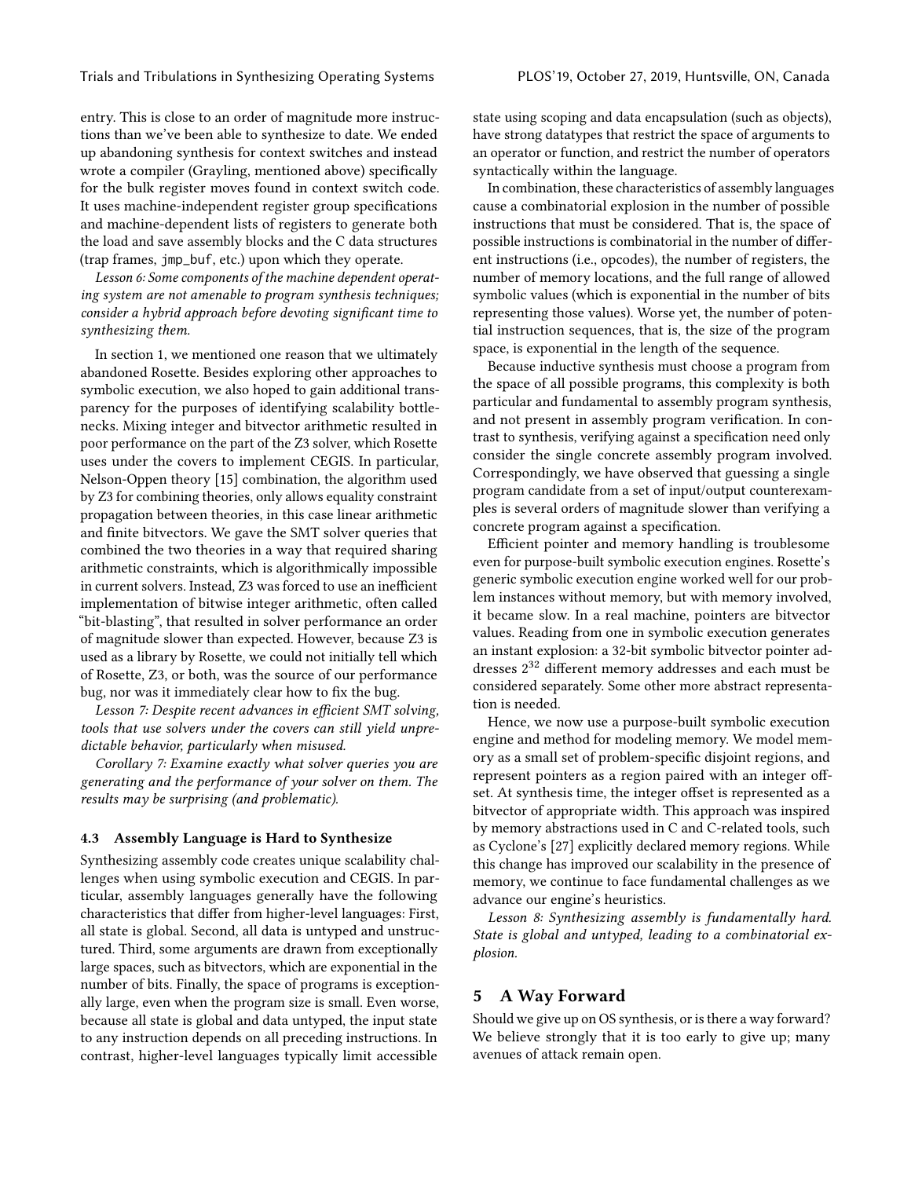entry. This is close to an order of magnitude more instructions than we've been able to synthesize to date. We ended up abandoning synthesis for context switches and instead wrote a compiler (Grayling, mentioned above) specifically for the bulk register moves found in context switch code. It uses machine-independent register group specifications and machine-dependent lists of registers to generate both the load and save assembly blocks and the C data structures (trap frames, `jmp_buf`, etc.) upon which they operate.

*Lesson 6: Some components of the machine dependent operating system are not amenable to program synthesis techniques; consider a hybrid approach before devoting significant time to synthesizing them.*

In section 1, we mentioned one reason that we ultimately abandoned Rosette. Besides exploring other approaches to symbolic execution, we also hoped to gain additional transparency for the purposes of identifying scalability bottlenecks. Mixing integer and bitvector arithmetic resulted in poor performance on the part of the Z3 solver, which Rosette uses under the covers to implement CEGIS. In particular, Nelson-Oppen theory [15] combination, the algorithm used by Z3 for combining theories, only allows equality constraint propagation between theories, in this case linear arithmetic and finite bitvectors. We gave the SMT solver queries that combined the two theories in a way that required sharing arithmetic constraints, which is algorithmically impossible in current solvers. Instead, Z3 was forced to use an inefficient implementation of bitwise integer arithmetic, often called "bit-blasting", that resulted in solver performance an order of magnitude slower than expected. However, because Z3 is used as a library by Rosette, we could not initially tell which of Rosette, Z3, or both, was the source of our performance bug, nor was it immediately clear how to fix the bug.

*Lesson 7: Despite recent advances in efficient SMT solving, tools that use solvers under the covers can still yield unpredictable behavior, particularly when misused.*

*Corollary 7: Examine exactly what solver queries you are generating and the performance of your solver on them. The results may be surprising (and problematic).*

### 4.3 Assembly Language is Hard to Synthesize

Synthesizing assembly code creates unique scalability challenges when using symbolic execution and CEGIS. In particular, assembly languages generally have the following characteristics that differ from higher-level languages: First, all state is global. Second, all data is untyped and unstructured. Third, some arguments are drawn from exceptionally large spaces, such as bitvectors, which are exponential in the number of bits. Finally, the space of programs is exceptionally large, even when the program size is small. Even worse, because all state is global and data untyped, the input state to any instruction depends on all preceding instructions. In contrast, higher-level languages typically limit accessible state using scoping and data encapsulation (such as objects), have strong datatypes that restrict the space of arguments to an operator or function, and restrict the number of operators syntactically within the language.

In combination, these characteristics of assembly languages cause a combinatorial explosion in the number of possible instructions that must be considered. That is, the space of possible instructions is combinatorial in the number of different instructions (i.e., opcodes), the number of registers, the number of memory locations, and the full range of allowed symbolic values (which is exponential in the number of bits representing those values). Worse yet, the number of potential instruction sequences, that is, the size of the program space, is exponential in the length of the sequence.

Because inductive synthesis must choose a program from the space of all possible programs, this complexity is both particular and fundamental to assembly program synthesis, and not present in assembly program verification. In contrast to synthesis, verifying against a specification need only consider the single concrete assembly program involved. Correspondingly, we have observed that guessing a single program candidate from a set of input/output counterexamples is several orders of magnitude slower than verifying a concrete program against a specification.

Efficient pointer and memory handling is troublesome even for purpose-built symbolic execution engines. Rosette's generic symbolic execution engine worked well for our problem instances without memory, but with memory involved, it became slow. In a real machine, pointers are bitvector values. Reading from one in symbolic execution generates an instant explosion: a 32-bit symbolic bitvector pointer addresses $2^{32}$ different memory addresses and each must be considered separately. Some other more abstract representation is needed.

Hence, we now use a purpose-built symbolic execution engine and method for modeling memory. We model memory as a small set of problem-specific disjoint regions, and represent pointers as a region paired with an integer offset. At synthesis time, the integer offset is represented as a bitvector of appropriate width. This approach was inspired by memory abstractions used in C and C-related tools, such as Cyclone's [27] explicitly declared memory regions. While this change has improved our scalability in the presence of memory, we continue to face fundamental challenges as we advance our engine's heuristics.

*Lesson 8: Synthesizing assembly is fundamentally hard. State is global and untyped, leading to a combinatorial explosion.*

## 5 A Way Forward

Should we give up on OS synthesis, or is there a way forward? We believe strongly that it is too early to give up; many avenues of attack remain open.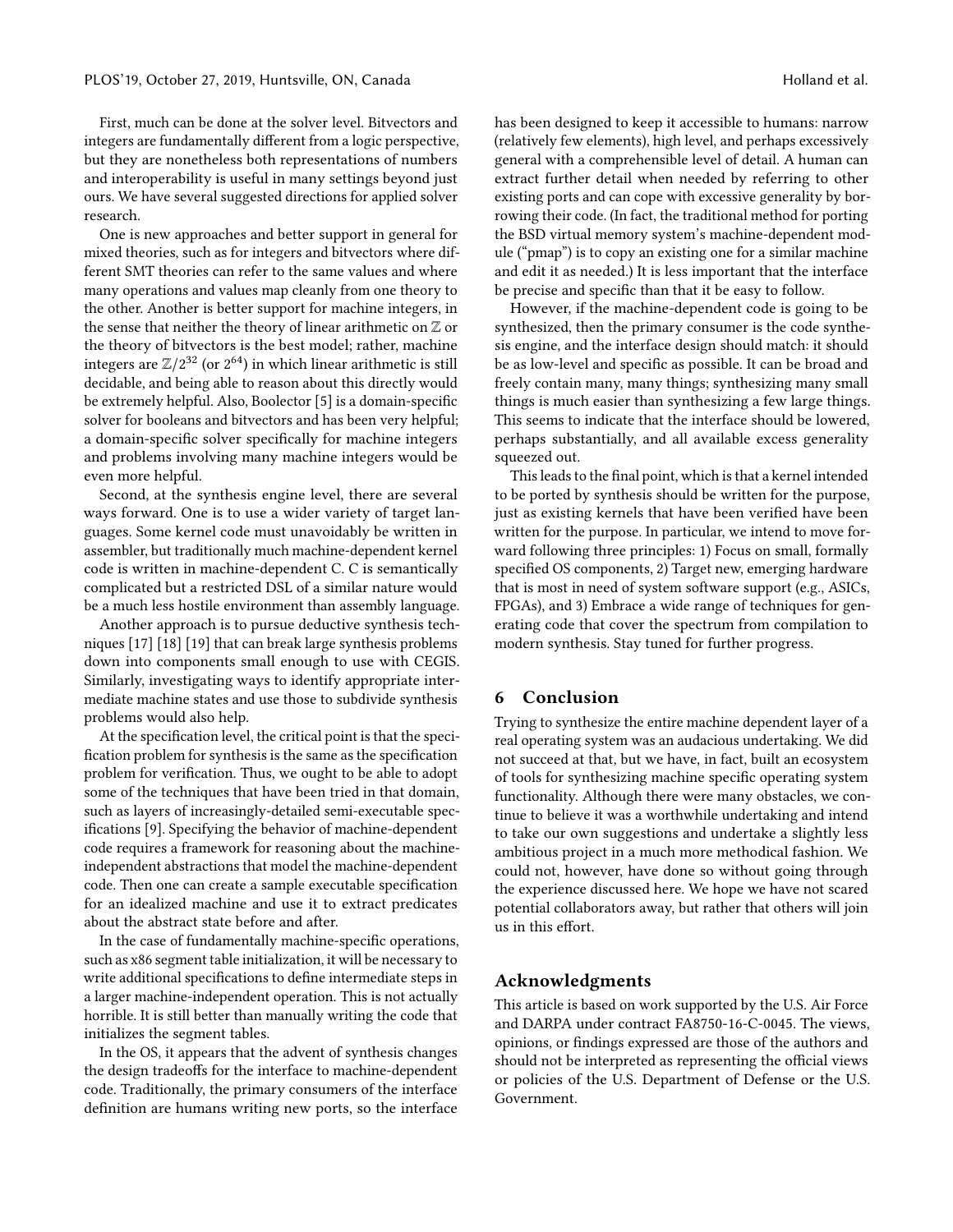First, much can be done at the solver level. Bitvectors and integers are fundamentally different from a logic perspective, but they are nonetheless both representations of numbers and interoperability is useful in many settings beyond just ours. We have several suggested directions for applied solver research.

One is new approaches and better support in general for mixed theories, such as for integers and bitvectors where different SMT theories can refer to the same values and where many operations and values map cleanly from one theory to the other. Another is better support for machine integers, in the sense that neither the theory of linear arithmetic on $\mathbb{Z}$ or the theory of bitvectors is the best model; rather, machine integers are $\mathbb{Z}/2^{32}$ (or $2^{64}$) in which linear arithmetic is still decidable, and being able to reason about this directly would be extremely helpful. Also, Boolector [5] is a domain-specific solver for booleans and bitvectors and has been very helpful; a domain-specific solver specifically for machine integers and problems involving many machine integers would be even more helpful.

Second, at the synthesis engine level, there are several ways forward. One is to use a wider variety of target languages. Some kernel code must unavoidably be written in assembler, but traditionally much machine-dependent kernel code is written in machine-dependent C. C is semantically complicated but a restricted DSL of a similar nature would be a much less hostile environment than assembly language.

Another approach is to pursue deductive synthesis techniques [17] [18] [19] that can break large synthesis problems down into components small enough to use with CEGIS. Similarly, investigating ways to identify appropriate intermediate machine states and use those to subdivide synthesis problems would also help.

At the specification level, the critical point is that the specification problem for synthesis is the same as the specification problem for verification. Thus, we ought to be able to adopt some of the techniques that have been tried in that domain, such as layers of increasingly-detailed semi-executable specifications [9]. Specifying the behavior of machine-dependent code requires a framework for reasoning about the machine-independent abstractions that model the machine-dependent code. Then one can create a sample executable specification for an idealized machine and use it to extract predicates about the abstract state before and after.

In the case of fundamentally machine-specific operations, such as x86 segment table initialization, it will be necessary to write additional specifications to define intermediate steps in a larger machine-independent operation. This is not actually horrible. It is still better than manually writing the code that initializes the segment tables.

In the OS, it appears that the advent of synthesis changes the design tradeoffs for the interface to machine-dependent code. Traditionally, the primary consumers of the interface definition are humans writing new ports, so the interface has been designed to keep it accessible to humans: narrow (relatively few elements), high level, and perhaps excessively general with a comprehensible level of detail. A human can extract further detail when needed by referring to other existing ports and can cope with excessive generality by borrowing their code. (In fact, the traditional method for porting the BSD virtual memory system's machine-dependent module ("pmap") is to copy an existing one for a similar machine and edit it as needed.) It is less important that the interface be precise and specific than that it be easy to follow.

However, if the machine-dependent code is going to be synthesized, then the primary consumer is the code synthesis engine, and the interface design should match: it should be as low-level and specific as possible. It can be broad and freely contain many, many things; synthesizing many small things is much easier than synthesizing a few large things. This seems to indicate that the interface should be lowered, perhaps substantially, and all available excess generality squeezed out.

This leads to the final point, which is that a kernel intended to be ported by synthesis should be written for the purpose, just as existing kernels that have been verified have been written for the purpose. In particular, we intend to move forward following three principles: 1) Focus on small, formally specified OS components, 2) Target new, emerging hardware that is most in need of system software support (e.g., ASICs, FPGAs), and 3) Embrace a wide range of techniques for generating code that cover the spectrum from compilation to modern synthesis. Stay tuned for further progress.

## 6 Conclusion

Trying to synthesize the entire machine dependent layer of a real operating system was an audacious undertaking. We did not succeed at that, but we have, in fact, built an ecosystem of tools for synthesizing machine specific operating system functionality. Although there were many obstacles, we continue to believe it was a worthwhile undertaking and intend to take our own suggestions and undertake a slightly less ambitious project in a much more methodical fashion. We could not, however, have done so without going through the experience discussed here. We hope we have not scared potential collaborators away, but rather that others will join us in this effort.

## Acknowledgments

This article is based on work supported by the U.S. Air Force and DARPA under contract FA8750-16-C-0045. The views, opinions, or findings expressed are those of the authors and should not be interpreted as representing the official views or policies of the U.S. Department of Defense or the U.S. Government.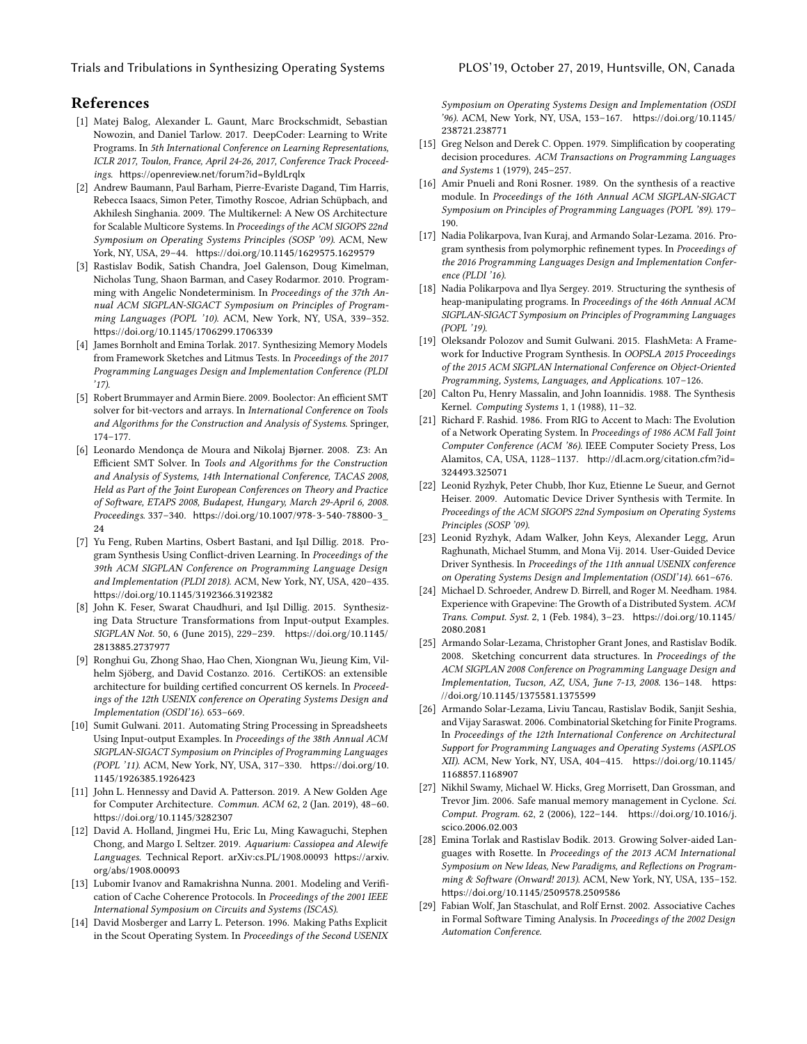## References

[1] Matej Balog, Alexander L. Gaunt, Marc Brockschmidt, Sebastian Nowozin, and Daniel Tarlow. 2017. DeepCoder: Learning to Write Programs. In *5th International Conference on Learning Representations, ICLR 2017, Toulon, France, April 24-26, 2017, Conference Track Proceedings*. https://openreview.net/forum?id=ByldLrqlx

[2] Andrew Baumann, Paul Barham, Pierre-Evariste Dagand, Tim Harris, Rebecca Isaacs, Simon Peter, Timothy Roscoe, Adrian Schüpbach, and Akhilesh Singhania. 2009. The Multikernel: A New OS Architecture for Scalable Multicore Systems. In *Proceedings of the ACM SIGOPS 22nd Symposium on Operating Systems Principles (SOSP '09)*. ACM, New York, NY, USA, 29–44. https://doi.org/10.1145/1629575.1629579

[3] Rastislav Bodik, Satish Chandra, Joel Galenson, Doug Kimelman, Nicholas Tung, Shaon Barman, and Casey Rodarmor. 2010. Programming with Angelic Nondeterminism. In *Proceedings of the 37th Annual ACM SIGPLAN-SIGACT Symposium on Principles of Programming Languages (POPL '10)*. ACM, New York, NY, USA, 339–352. https://doi.org/10.1145/1706299.1706339

[4] James Bornholt and Emina Torlak. 2017. Synthesizing Memory Models from Framework Sketches and Litmus Tests. In *Proceedings of the 2017 Programming Languages Design and Implementation Conference (PLDI '17)*.

[5] Robert Brummayer and Armin Biere. 2009. Boolector: An efficient SMT solver for bit-vectors and arrays. In *International Conference on Tools and Algorithms for the Construction and Analysis of Systems*. Springer, 174–177.

[6] Leonardo Mendonça de Moura and Nikolaj Bjørner. 2008. Z3: An Efficient SMT Solver. In *Tools and Algorithms for the Construction and Analysis of Systems, 14th International Conference, TACAS 2008, Held as Part of the Joint European Conferences on Theory and Practice of Software, ETAPS 2008, Budapest, Hungary, March 29-April 6, 2008. Proceedings*. 337–340. https://doi.org/10.1007/978-3-540-78800-3_24

[7] Yu Feng, Ruben Martins, Osbert Bastani, and Işıl Dillig. 2018. Program Synthesis Using Conflict-driven Learning. In *Proceedings of the 39th ACM SIGPLAN Conference on Programming Language Design and Implementation (PLDI 2018)*. ACM, New York, NY, USA, 420–435. https://doi.org/10.1145/3192366.3192382

[8] John K. Feser, Swarat Chaudhuri, and Işıl Dillig. 2015. Synthesizing Data Structure Transformations from Input-output Examples. *SIGPLAN Not.* 50, 6 (June 2015), 229–239. https://doi.org/10.1145/2813885.2737977

[9] Ronghui Gu, Zhong Shao, Hao Chen, Xiongnan Wu, Jieung Kim, Vilhelm Sjöberg, and David Costanzo. 2016. CertiKOS: an extensible architecture for building certified concurrent OS kernels. In *Proceedings of the 12th USENIX conference on Operating Systems Design and Implementation (OSDI'16)*. 653–669.

[10] Sumit Gulwani. 2011. Automating String Processing in Spreadsheets Using Input-output Examples. In *Proceedings of the 38th Annual ACM SIGPLAN-SIGACT Symposium on Principles of Programming Languages (POPL '11)*. ACM, New York, NY, USA, 317–330. https://doi.org/10.1145/1926385.1926423

[11] John L. Hennessy and David A. Patterson. 2019. A New Golden Age for Computer Architecture. *Commun. ACM* 62, 2 (Jan. 2019), 48–60. https://doi.org/10.1145/3282307

[12] David A. Holland, Jingmei Hu, Eric Lu, Ming Kawaguchi, Stephen Chong, and Margo I. Seltzer. 2019. *Aquarium: Cassiopea and Alewife Languages*. Technical Report. arXiv:cs.PL/1908.00093 https://arxiv.org/abs/1908.00093

[13] Lubomir Ivanov and Ramakrishna Nunna. 2001. Modeling and Verification of Cache Coherence Protocols. In *Proceedings of the 2001 IEEE International Symposium on Circuits and Systems (ISCAS)*.

[14] David Mosberger and Larry L. Peterson. 1996. Making Paths Explicit in the Scout Operating System. In *Proceedings of the Second USENIX Symposium on Operating Systems Design and Implementation (OSDI '96)*. ACM, New York, NY, USA, 153–167. https://doi.org/10.1145/238721.238771

[15] Greg Nelson and Derek C. Oppen. 1979. Simplification by cooperating decision procedures. *ACM Transactions on Programming Languages and Systems* 1 (1979), 245–257.

[16] Amir Pnueli and Roni Rosner. 1989. On the synthesis of a reactive module. In *Proceedings of the 16th Annual ACM SIGPLAN-SIGACT Symposium on Principles of Programming Languages (POPL '89)*. 179–190.

[17] Nadia Polikarpova, Ivan Kuraj, and Armando Solar-Lezama. 2016. Program synthesis from polymorphic refinement types. In *Proceedings of the 2016 Programming Languages Design and Implementation Conference (PLDI '16)*.

[18] Nadia Polikarpova and Ilya Sergey. 2019. Structuring the synthesis of heap-manipulating programs. In *Proceedings of the 46th Annual ACM SIGPLAN-SIGACT Symposium on Principles of Programming Languages (POPL '19)*.

[19] Oleksandr Polozov and Sumit Gulwani. 2015. FlashMeta: A Framework for Inductive Program Synthesis. In *OOPSLA 2015 Proceedings of the 2015 ACM SIGPLAN International Conference on Object-Oriented Programming, Systems, Languages, and Applications*. 107–126.

[20] Calton Pu, Henry Massalin, and John Ioannidis. 1988. The Synthesis Kernel. *Computing Systems* 1, 1 (1988), 11–32.

[21] Richard F. Rashid. 1986. From RIG to Accent to Mach: The Evolution of a Network Operating System. In *Proceedings of 1986 ACM Fall Joint Computer Conference (ACM '86)*. IEEE Computer Society Press, Los Alamitos, CA, USA, 1128–1137. http://dl.acm.org/citation.cfm?id=324493.325071

[22] Leonid Ryzhyk, Peter Chubb, Ihor Kuz, Etienne Le Sueur, and Gernot Heiser. 2009. Automatic Device Driver Synthesis with Termite. In *Proceedings of the ACM SIGOPS 22nd Symposium on Operating Systems Principles (SOSP '09)*.

[23] Leonid Ryzhyk, Adam Walker, John Keys, Alexander Legg, Arun Raghunath, Michael Stumm, and Mona Vij. 2014. User-Guided Device Driver Synthesis. In *Proceedings of the 11th annual USENIX conference on Operating Systems Design and Implementation (OSDI'14)*. 661–676.

[24] Michael D. Schroeder, Andrew D. Birrell, and Roger M. Needham. 1984. Experience with Grapevine: The Growth of a Distributed System. *ACM Trans. Comput. Syst.* 2, 1 (Feb. 1984), 3–23. https://doi.org/10.1145/2080.2081

[25] Armando Solar-Lezama, Christopher Grant Jones, and Rastislav Bodík. 2008. Sketching concurrent data structures. In *Proceedings of the ACM SIGPLAN 2008 Conference on Programming Language Design and Implementation, Tucson, AZ, USA, June 7-13, 2008*. 136–148. https://doi.org/10.1145/1375581.1375599

[26] Armando Solar-Lezama, Liviu Tancau, Rastislav Bodik, Sanjit Seshia, and Vijay Saraswat. 2006. Combinatorial Sketching for Finite Programs. In *Proceedings of the 12th International Conference on Architectural Support for Programming Languages and Operating Systems (ASPLOS XII)*. ACM, New York, NY, USA, 404–415. https://doi.org/10.1145/1168857.1168907

[27] Nikhil Swamy, Michael W. Hicks, Greg Morrisett, Dan Grossman, and Trevor Jim. 2006. Safe manual memory management in Cyclone. *Sci. Comput. Program.* 62, 2 (2006), 122–144. https://doi.org/10.1016/j.scico.2006.02.003

[28] Emina Torlak and Rastislav Bodik. 2013. Growing Solver-aided Languages with Rosette. In *Proceedings of the 2013 ACM International Symposium on New Ideas, New Paradigms, and Reflections on Programming & Software (Onward! 2013)*. ACM, New York, NY, USA, 135–152. https://doi.org/10.1145/2509578.2509586

[29] Fabian Wolf, Jan Staschulat, and Rolf Ernst. 2002. Associative Caches in Formal Software Timing Analysis. In *Proceedings of the 2002 Design Automation Conference*.